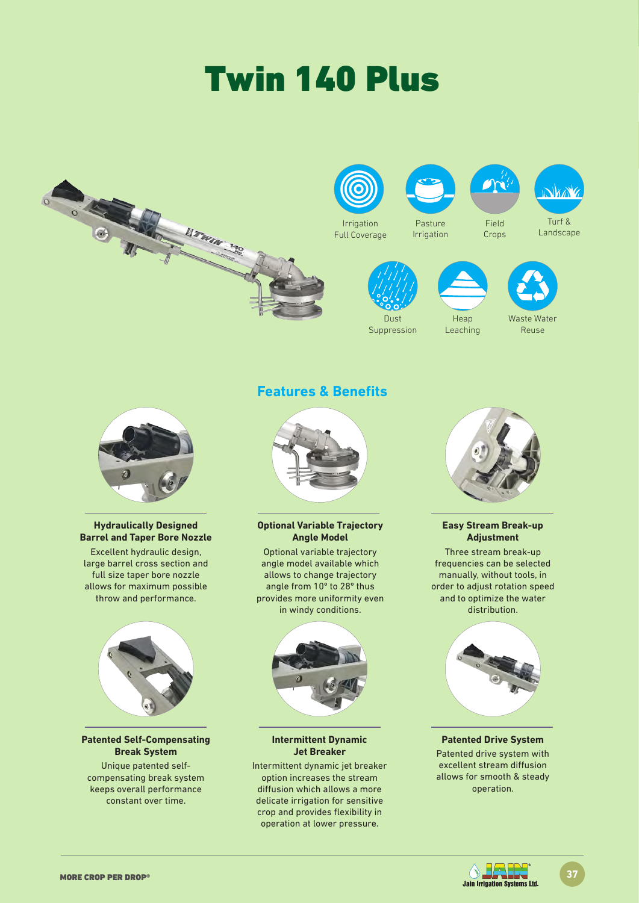# Twin 140 Plus

Irrigation Full Coverage

Pasture Irrigation

Field Crops

Turf & Landscape

Dust Suppression

Heap Leaching

Waste Water Reuse

## Features & Benefits

### Hydraulically Designed Barrel and Taper Bore Nozzle

Excellent hydraulic design, large barrel cross section and full size taper bore nozzle allows for maximum possible throw and performance.

### Optional Variable Trajectory Angle Model

Optional variable trajectory angle model available which allows to change trajectory angle from 10° to 28° thus provides more uniformity even in windy conditions.

### Easy Stream Break-up Adjustment

Three stream break-up frequencies can be selected manually, without tools, in order to adjust rotation speed and to optimize the water distribution.

### Patented Self-Compensating Break System

Unique patented self-compensating break system keeps overall performance constant over time.

### Intermittent Dynamic Jet Breaker

Intermittent dynamic jet breaker option increases the stream diffusion which allows a more delicate irrigation for sensitive crop and provides flexibility in operation at lower pressure.

### Patented Drive System

Patented drive system with excellent stream diffusion allows for smooth & steady operation.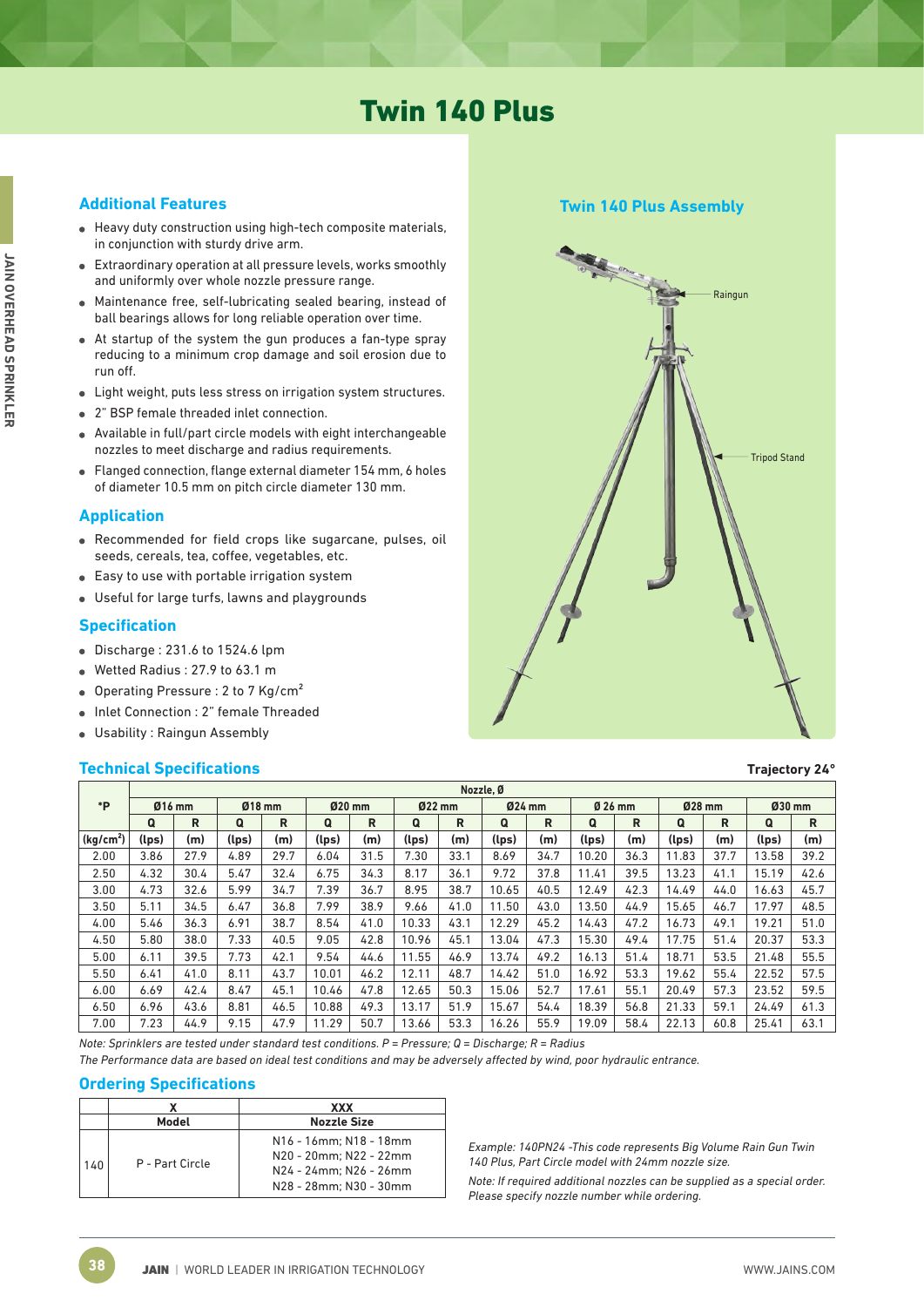# Twin 140 Plus

## Additional Features

- Heavy duty construction using high-tech composite materials, in conjunction with sturdy drive arm.
- Extraordinary operation at all pressure levels, works smoothly and uniformly over whole nozzle pressure range.
- Maintenance free, self-lubricating sealed bearing, instead of ball bearings allows for long reliable operation over time.
- At startup of the system the gun produces a fan-type spray reducing to a minimum crop damage and soil erosion due to run off.
- Light weight, puts less stress on irrigation system structures.
- 2" BSP female threaded inlet connection.
- Available in full/part circle models with eight interchangeable nozzles to meet discharge and radius requirements.
- Flanged connection, flange external diameter 154 mm, 6 holes of diameter 10.5 mm on pitch circle diameter 130 mm.

## Application

- Recommended for field crops like sugarcane, pulses, oil seeds, cereals, tea, coffee, vegetables, etc.
- Easy to use with portable irrigation system
- Useful for large turfs, lawns and playgrounds

## Specification

- Discharge : 231.6 to 1524.6 lpm
- Wetted Radius : 27.9 to 63.1 m
- Operating Pressure : 2 to 7 Kg/cm$^2$
- Inlet Connection : 2" female Threaded
- Usability : Raingun Assembly

## Twin 140 Plus Assembly

Raingun

Tripod Stand

## Technical Specifications

**Trajectory 24°**

| *P | Nozzle, Ø | | | | | | | | | | | | | | | |
|---|---|---|---|---|---|---|---|---|---|---|---|---|---|---|---|---|
| | Ø16 mm | | Ø18 mm | | Ø20 mm | | Ø22 mm | | Ø24 mm | | Ø 26 mm | | Ø28 mm | | Ø30 mm | |
| | Q | R | Q | R | Q | R | Q | R | Q | R | Q | R | Q | R | Q | R |
| (kg/cm$^2$) | (lps) | (m) | (lps) | (m) | (lps) | (m) | (lps) | (m) | (lps) | (m) | (lps) | (m) | (lps) | (m) | (lps) | (m) |
| 2.00 | 3.86 | 27.9 | 4.89 | 29.7 | 6.04 | 31.5 | 7.30 | 33.1 | 8.69 | 34.7 | 10.20 | 36.3 | 11.83 | 37.7 | 13.58 | 39.2 |
| 2.50 | 4.32 | 30.4 | 5.47 | 32.4 | 6.75 | 34.3 | 8.17 | 36.1 | 9.72 | 37.8 | 11.41 | 39.5 | 13.23 | 41.1 | 15.19 | 42.6 |
| 3.00 | 4.73 | 32.6 | 5.99 | 34.7 | 7.39 | 36.7 | 8.95 | 38.7 | 10.65 | 40.5 | 12.49 | 42.3 | 14.49 | 44.0 | 16.63 | 45.7 |
| 3.50 | 5.11 | 34.5 | 6.47 | 36.8 | 7.99 | 38.9 | 9.66 | 41.0 | 11.50 | 43.0 | 13.50 | 44.9 | 15.65 | 46.7 | 17.97 | 48.5 |
| 4.00 | 5.46 | 36.3 | 6.91 | 38.7 | 8.54 | 41.0 | 10.33 | 43.1 | 12.29 | 45.2 | 14.43 | 47.2 | 16.73 | 49.1 | 19.21 | 51.0 |
| 4.50 | 5.80 | 38.0 | 7.33 | 40.5 | 9.05 | 42.8 | 10.96 | 45.1 | 13.04 | 47.3 | 15.30 | 49.4 | 17.75 | 51.4 | 20.37 | 53.3 |
| 5.00 | 6.11 | 39.5 | 7.73 | 42.1 | 9.54 | 44.6 | 11.55 | 46.9 | 13.74 | 49.2 | 16.13 | 51.4 | 18.71 | 53.5 | 21.48 | 55.5 |
| 5.50 | 6.41 | 41.0 | 8.11 | 43.7 | 10.01 | 46.2 | 12.11 | 48.7 | 14.42 | 51.0 | 16.92 | 53.3 | 19.62 | 55.4 | 22.52 | 57.5 |
| 6.00 | 6.69 | 42.4 | 8.47 | 45.1 | 10.46 | 47.8 | 12.65 | 50.3 | 15.06 | 52.7 | 17.61 | 55.1 | 20.49 | 57.3 | 23.52 | 59.5 |
| 6.50 | 6.96 | 43.6 | 8.81 | 46.5 | 10.88 | 49.3 | 13.17 | 51.9 | 15.67 | 54.4 | 18.39 | 56.8 | 21.33 | 59.1 | 24.49 | 61.3 |
| 7.00 | 7.23 | 44.9 | 9.15 | 47.9 | 11.29 | 50.7 | 13.66 | 53.3 | 16.26 | 55.9 | 19.09 | 58.4 | 22.13 | 60.8 | 25.41 | 63.1 |

*Note: Sprinklers are tested under standard test conditions. P = Pressure; Q = Discharge; R = Radius*

*The Performance data are based on ideal test conditions and may be adversely affected by wind, poor hydraulic entrance.*

## Ordering Specifications

| | X | XXX |
|---|---|---|
| | Model | Nozzle Size |
| 140 | P - Part Circle | N16 - 16mm; N18 - 18mm<br>N20 - 20mm; N22 - 22mm<br>N24 - 24mm; N26 - 26mm<br>N28 - 28mm; N30 - 30mm |

*Example: 140PN24 -This code represents Big Volume Rain Gun Twin 140 Plus, Part Circle model with 24mm nozzle size.*

*Note: If required additional nozzles can be supplied as a special order. Please specify nozzle number while ordering.*